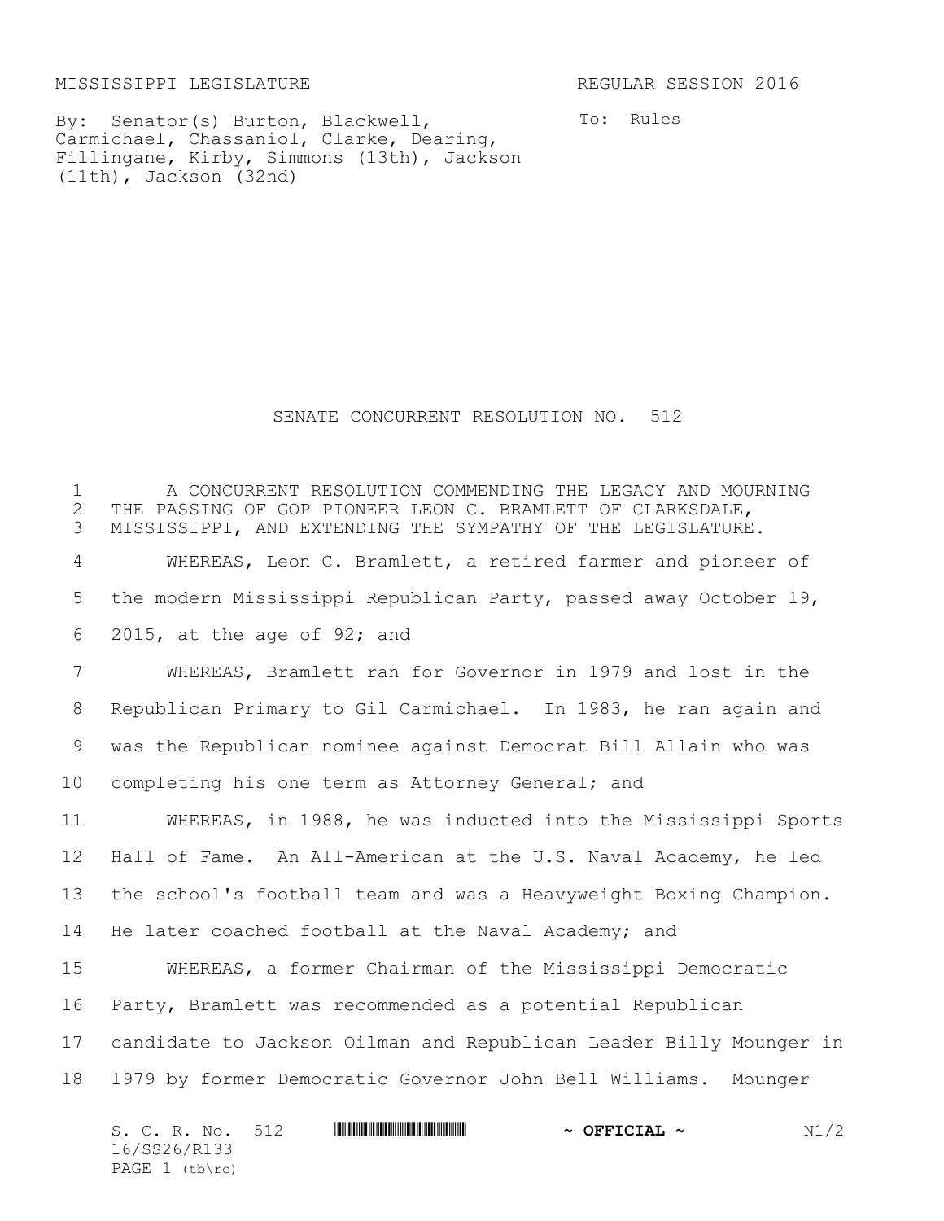MISSISSIPPI LEGISLATURE REGULAR SESSION 2016

By: Senator(s) Burton, Blackwell, Carmichael, Chassaniol, Clarke, Dearing, Fillingane, Kirby, Simmons (13th), Jackson (11th), Jackson (32nd)

To: Rules

# SENATE CONCURRENT RESOLUTION NO. 512

A CONCURRENT RESOLUTION COMMENDING THE LEGACY AND MOURNING THE PASSING OF GOP PIONEER LEON C. BRAMLETT OF CLARKSDALE, MISSISSIPPI, AND EXTENDING THE SYMPATHY OF THE LEGISLATURE.

WHEREAS, Leon C. Bramlett, a retired farmer and pioneer of the modern Mississippi Republican Party, passed away October 19, 2015, at the age of 92; and

WHEREAS, Bramlett ran for Governor in 1979 and lost in the Republican Primary to Gil Carmichael. In 1983, he ran again and was the Republican nominee against Democrat Bill Allain who was completing his one term as Attorney General; and

WHEREAS, in 1988, he was inducted into the Mississippi Sports Hall of Fame. An All-American at the U.S. Naval Academy, he led the school's football team and was a Heavyweight Boxing Champion. He later coached football at the Naval Academy; and

WHEREAS, a former Chairman of the Mississippi Democratic Party, Bramlett was recommended as a potential Republican candidate to Jackson Oilman and Republican Leader Billy Mounger in 1979 by former Democratic Governor John Bell Williams. Mounger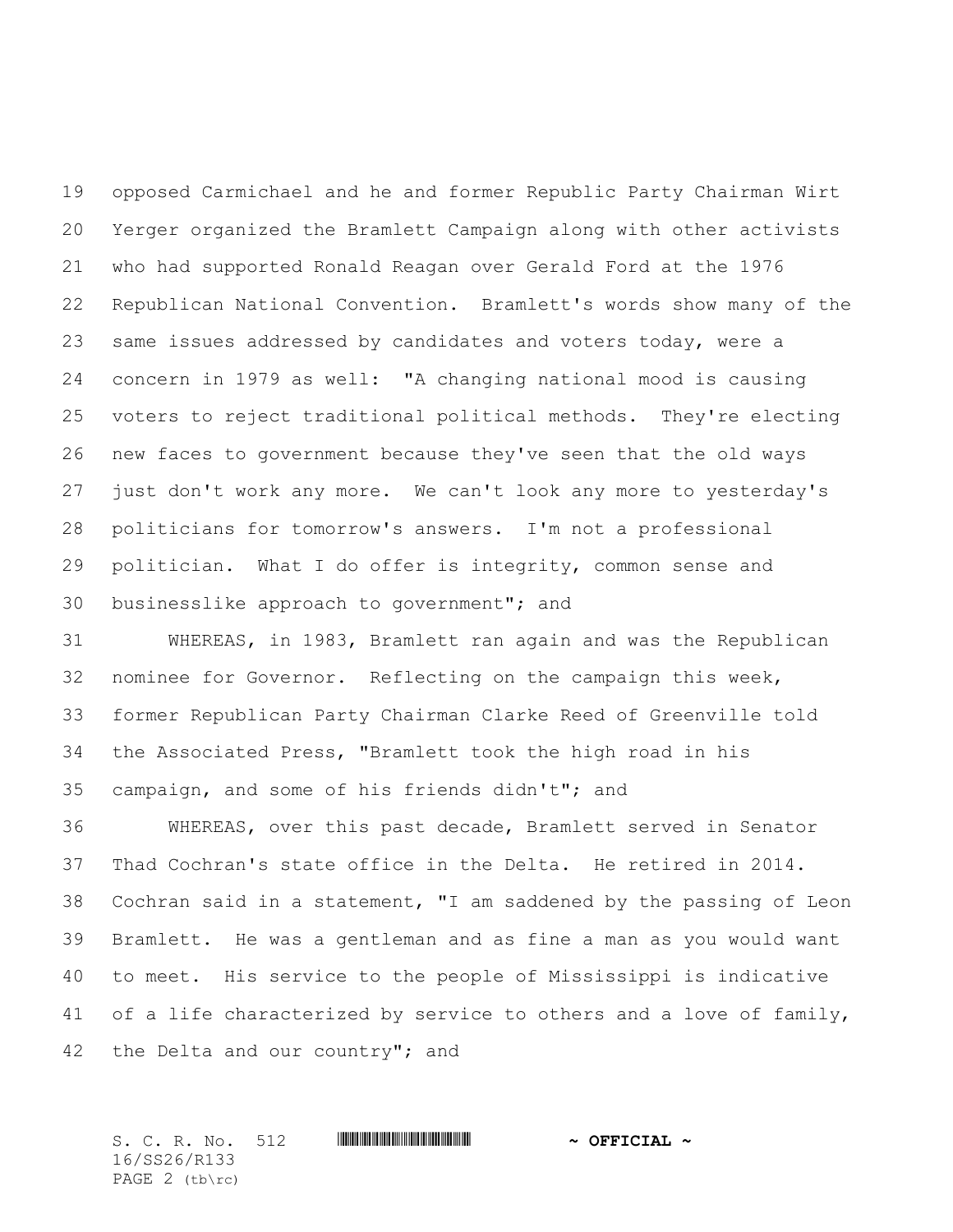opposed Carmichael and he and former Republic Party Chairman Wirt Yerger organized the Bramlett Campaign along with other activists who had supported Ronald Reagan over Gerald Ford at the 1976 Republican National Convention. Bramlett's words show many of the same issues addressed by candidates and voters today, were a concern in 1979 as well: "A changing national mood is causing voters to reject traditional political methods. They're electing new faces to government because they've seen that the old ways just don't work any more. We can't look any more to yesterday's politicians for tomorrow's answers. I'm not a professional politician. What I do offer is integrity, common sense and businesslike approach to government"; and

WHEREAS, in 1983, Bramlett ran again and was the Republican nominee for Governor. Reflecting on the campaign this week, former Republican Party Chairman Clarke Reed of Greenville told the Associated Press, "Bramlett took the high road in his campaign, and some of his friends didn't"; and

WHEREAS, over this past decade, Bramlett served in Senator Thad Cochran's state office in the Delta. He retired in 2014. Cochran said in a statement, "I am saddened by the passing of Leon Bramlett. He was a gentleman and as fine a man as you would want to meet. His service to the people of Mississippi is indicative of a life characterized by service to others and a love of family, the Delta and our country"; and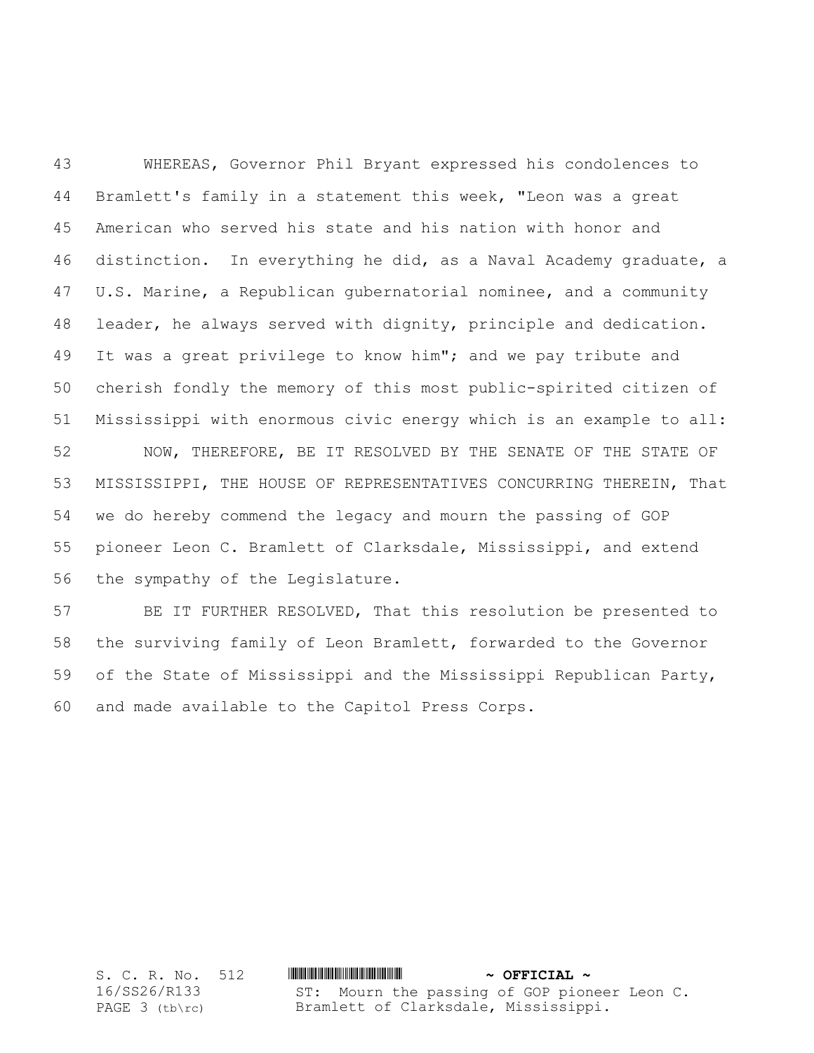WHEREAS, Governor Phil Bryant expressed his condolences to Bramlett's family in a statement this week, "Leon was a great American who served his state and his nation with honor and distinction. In everything he did, as a Naval Academy graduate, a U.S. Marine, a Republican gubernatorial nominee, and a community leader, he always served with dignity, principle and dedication. It was a great privilege to know him"; and we pay tribute and cherish fondly the memory of this most public-spirited citizen of Mississippi with enormous civic energy which is an example to all:

NOW, THEREFORE, BE IT RESOLVED BY THE SENATE OF THE STATE OF MISSISSIPPI, THE HOUSE OF REPRESENTATIVES CONCURRING THEREIN, That we do hereby commend the legacy and mourn the passing of GOP pioneer Leon C. Bramlett of Clarksdale, Mississippi, and extend the sympathy of the Legislature.

BE IT FURTHER RESOLVED, That this resolution be presented to the surviving family of Leon Bramlett, forwarded to the Governor of the State of Mississippi and the Mississippi Republican Party, and made available to the Capitol Press Corps.